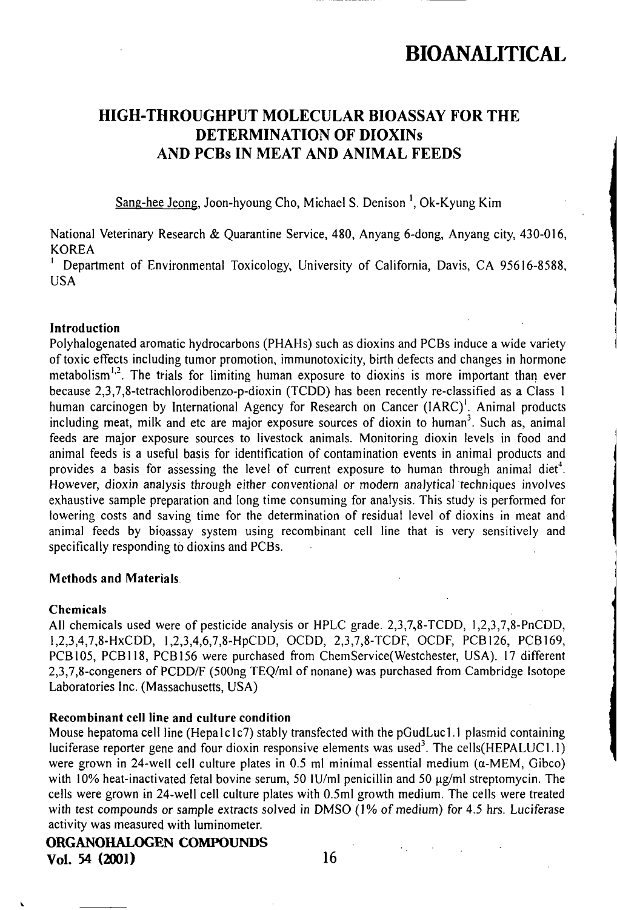# BIOANALITICAL

## HIGH-THROUGHPUT MOLECULAR BIOASSAY FOR THE DETERMINATION OF DIOXINs AND PCBs IN MEAT AND ANIMAL FEEDS

Sang-hee Jeong, Joon-hyoung Cho, Michael S. Denison [1], Ok-Kyung Kim

National Veterinary Research & Quarantine Service, 480, Anyang 6-dong, Anyang city, 430-016, KOREA

[1] Department of Environmental Toxicology, University of California, Davis, CA 95616-8588, USA

### Introduction

Polyhalogenated aromatic hydrocarbons (PHAHs) such as dioxins and PCBs induce a wide variety of toxic effects including tumor promotion, immunotoxicity, birth defects and changes in hormone metabolism[1,2]. The trials for limiting human exposure to dioxins is more important than ever because 2,3,7,8-tetrachlorodibenzo-p-dioxin (TCDD) has been recently re-classified as a Class 1 human carcinogen by International Agency for Research on Cancer (IARC)[1]. Animal products including meat, milk and etc are major exposure sources of dioxin to human[3]. Such as, animal feeds are major exposure sources to livestock animals. Monitoring dioxin levels in food and animal feeds is a useful basis for identification of contamination events in animal products and provides a basis for assessing the level of current exposure to human through animal diet[4]. However, dioxin analysis through either conventional or modern analytical techniques involves exhaustive sample preparation and long time consuming for analysis. This study is performed for lowering costs and saving time for the determination of residual level of dioxins in meat and animal feeds by bioassay system using recombinant cell line that is very sensitively and specifically responding to dioxins and PCBs.

### Methods and Materials

#### Chemicals

All chemicals used were of pesticide analysis or HPLC grade. 2,3,7,8-TCDD, 1,2,3,7,8-PnCDD, 1,2,3,4,7,8-HxCDD, 1,2,3,4,6,7,8-HpCDD, OCDD, 2,3,7,8-TCDF, OCDF, PCB126, PCB169, PCB105, PCB118, PCB156 were purchased from ChemService(Westchester, USA). 17 different 2,3,7,8-congeners of PCDD/F (500ng TEQ/ml of nonane) was purchased from Cambridge Isotope Laboratories Inc. (Massachusetts, USA)

#### Recombinant cell line and culture condition

Mouse hepatoma cell line (Hepa1c1c7) stably transfected with the pGudLuc1.1 plasmid containing luciferase reporter gene and four dioxin responsive elements was used[3]. The cells(HEPALUC1.1) were grown in 24-well cell culture plates in 0.5 ml minimal essential medium (α-MEM, Gibco) with 10% heat-inactivated fetal bovine serum, 50 IU/ml penicillin and 50 μg/ml streptomycin. The cells were grown in 24-well cell culture plates with 0.5ml growth medium. The cells were treated with test compounds or sample extracts solved in DMSO (1% of medium) for 4.5 hrs. Luciferase activity was measured with luminometer.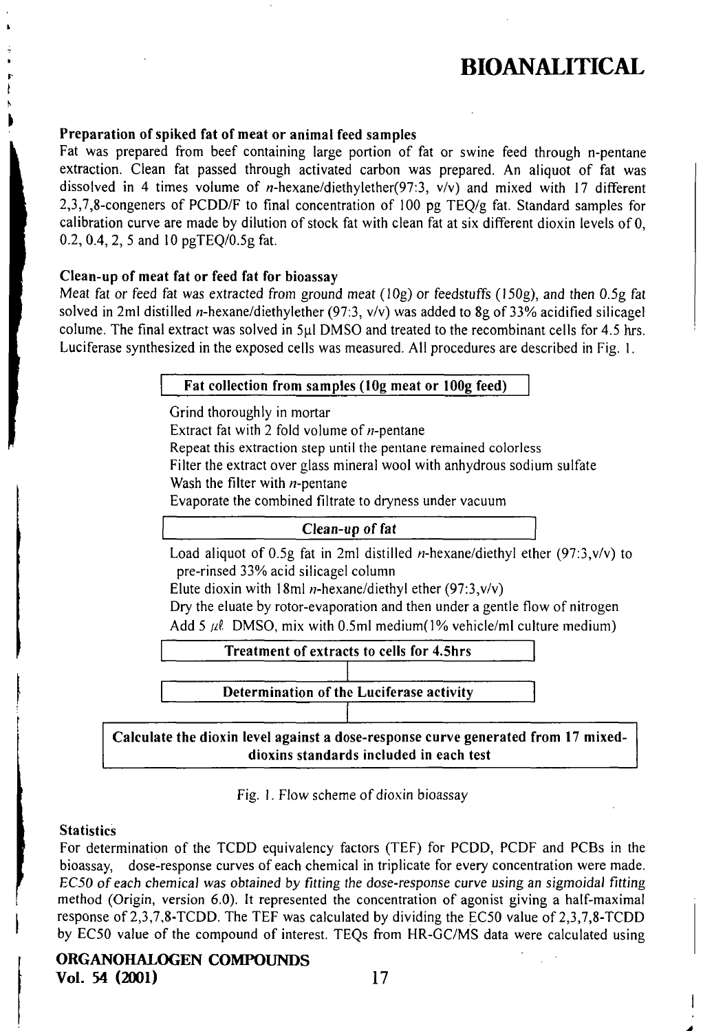### Preparation of spiked fat of meat or animal feed samples

Fat was prepared from beef containing large portion of fat or swine feed through n-pentane extraction. Clean fat passed through activated carbon was prepared. An aliquot of fat was dissolved in 4 times volume of *n*-hexane/diethylether(97:3, v/v) and mixed with 17 different 2,3,7,8-congeners of PCDD/F to final concentration of 100 pg TEQ/g fat. Standard samples for calibration curve are made by dilution of stock fat with clean fat at six different dioxin levels of 0, 0.2, 0.4, 2, 5 and 10 pgTEQ/0.5g fat.

### Clean-up of meat fat or feed fat for bioassay

Meat fat or feed fat was extracted from ground meat (10g) or feedstuffs (150g), and then 0.5g fat solved in 2ml distilled *n*-hexane/diethylether (97:3, v/v) was added to 8g of 33% acidified silicagel colume. The final extract was solved in 5µl DMSO and treated to the recombinant cells for 4.5 hrs. Luciferase synthesized in the exposed cells was measured. All procedures are described in Fig. 1.

**Fat collection from samples (10g meat or 100g feed)**

Grind thoroughly in mortar
Extract fat with 2 fold volume of *n*-pentane
Repeat this extraction step until the pentane remained colorless
Filter the extract over glass mineral wool with anhydrous sodium sulfate
Wash the filter with *n*-pentane
Evaporate the combined filtrate to dryness under vacuum

**Clean-up of fat**

Load aliquot of 0.5g fat in 2ml distilled *n*-hexane/diethyl ether (97:3,v/v) to pre-rinsed 33% acid silicagel column
Elute dioxin with 18ml *n*-hexane/diethyl ether (97:3,v/v)
Dry the eluate by rotor-evaporation and then under a gentle flow of nitrogen
Add 5 µℓ DMSO, mix with 0.5ml medium(1% vehicle/ml culture medium)

**Treatment of extracts to cells for 4.5hrs**

**Determination of the Luciferase activity**

**Calculate the dioxin level against a dose-response curve generated from 17 mixed-dioxins standards included in each test**

Fig. 1. Flow scheme of dioxin bioassay

### Statistics

For determination of the TCDD equivalency factors (TEF) for PCDD, PCDF and PCBs in the bioassay, dose-response curves of each chemical in triplicate for every concentration were made. *EC50 of each chemical was obtained by fitting the dose-response curve using an sigmoidal fitting* method (Origin, version 6.0). It represented the concentration of agonist giving a half-maximal response of 2,3,7,8-TCDD. The TEF was calculated by dividing the EC50 value of 2,3,7,8-TCDD by EC50 value of the compound of interest. TEQs from HR-GC/MS data were calculated using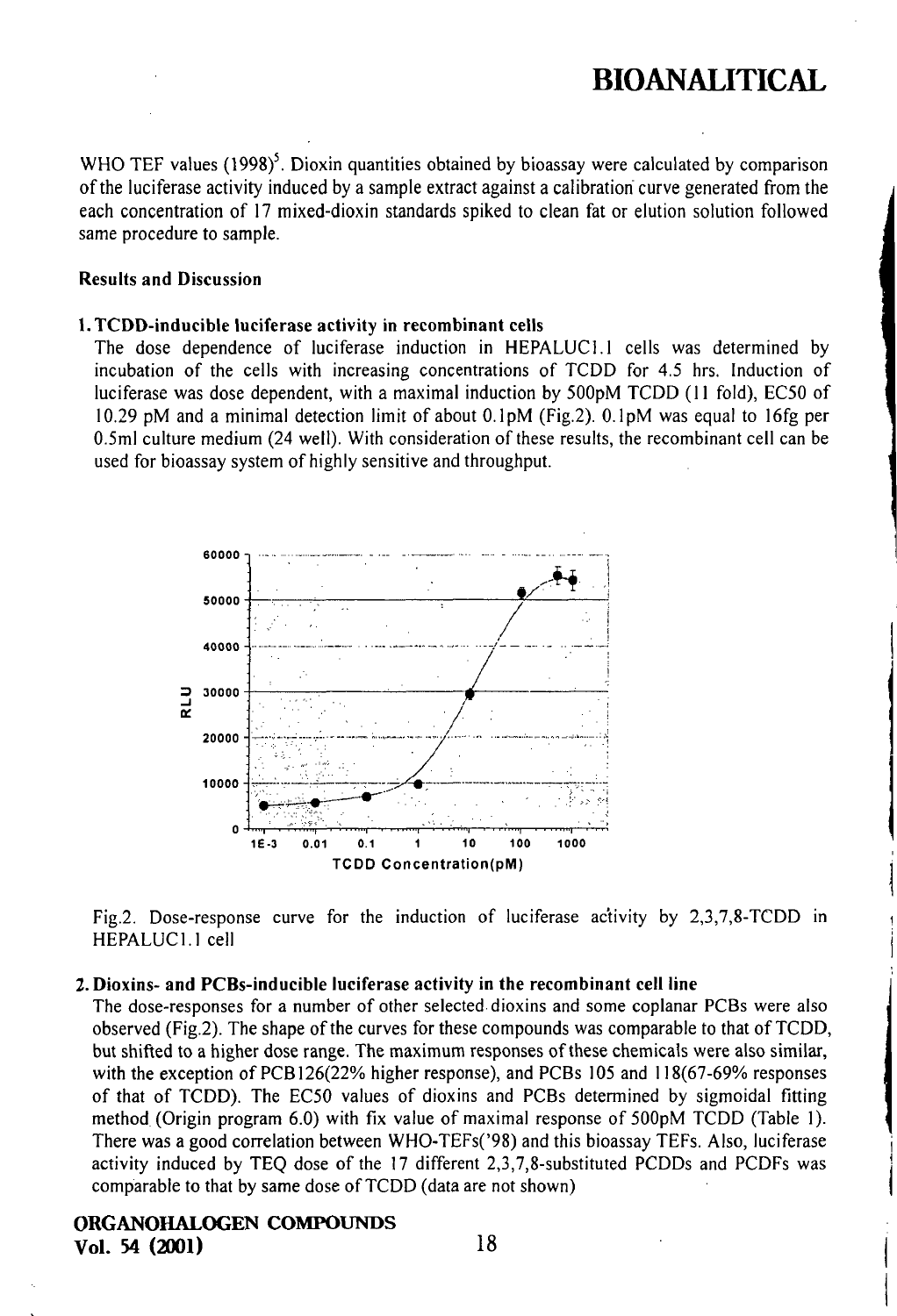WHO TEF values (1998)[5]. Dioxin quantities obtained by bioassay were calculated by comparison of the luciferase activity induced by a sample extract against a calibration curve generated from the each concentration of 17 mixed-dioxin standards spiked to clean fat or elution solution followed same procedure to sample.

**Results and Discussion**

**1. TCDD-inducible luciferase activity in recombinant cells**

The dose dependence of luciferase induction in HEPALUC1.1 cells was determined by incubation of the cells with increasing concentrations of TCDD for 4.5 hrs. Induction of luciferase was dose dependent, with a maximal induction by 500pM TCDD (11 fold), EC50 of 10.29 pM and a minimal detection limit of about 0.1pM (Fig.2). 0.1pM was equal to 16fg per 0.5ml culture medium (24 well). With consideration of these results, the recombinant cell can be used for bioassay system of highly sensitive and throughput.

Fig.2. Dose-response curve for the induction of luciferase activity by 2,3,7,8-TCDD in HEPALUC1.1 cell

**2. Dioxins- and PCBs-inducible luciferase activity in the recombinant cell line**

The dose-responses for a number of other selected dioxins and some coplanar PCBs were also observed (Fig.2). The shape of the curves for these compounds was comparable to that of TCDD, but shifted to a higher dose range. The maximum responses of these chemicals were also similar, with the exception of PCB126(22% higher response), and PCBs 105 and 118(67-69% responses of that of TCDD). The EC50 values of dioxins and PCBs determined by sigmoidal fitting method (Origin program 6.0) with fix value of maximal response of 500pM TCDD (Table 1). There was a good correlation between WHO-TEFs('98) and this bioassay TEFs. Also, luciferase activity induced by TEQ dose of the 17 different 2,3,7,8-substituted PCDDs and PCDFs was comparable to that by same dose of TCDD (data are not shown)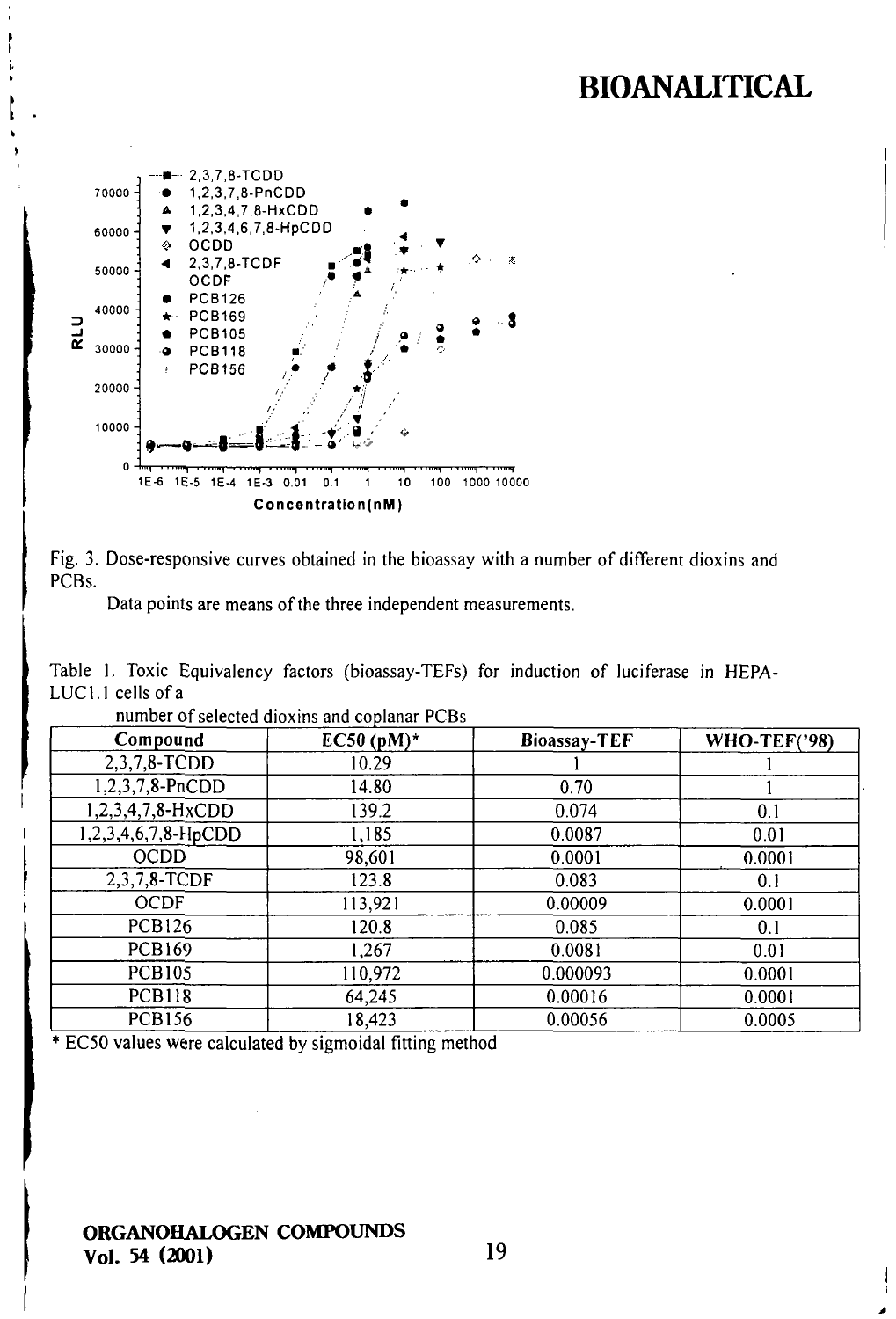Fig. 3. Dose-responsive curves obtained in the bioassay with a number of different dioxins and PCBs.

Data points are means of the three independent measurements.

Table 1. Toxic Equivalency factors (bioassay-TEFs) for induction of luciferase in HEPA-LUC1.1 cells of a number of selected dioxins and coplanar PCBs

| Compound | EC50 (pM)* | Bioassay-TEF | WHO-TEF('98) |
|---|---|---|---|
| 2,3,7,8-TCDD | 10.29 | 1 | 1 |
| 1,2,3,7,8-PnCDD | 14.80 | 0.70 | 1 |
| 1,2,3,4,7,8-HxCDD | 139.2 | 0.074 | 0.1 |
| 1,2,3,4,6,7,8-HpCDD | 1,185 | 0.0087 | 0.01 |
| OCDD | 98,601 | 0.0001 | 0.0001 |
| 2,3,7,8-TCDF | 123.8 | 0.083 | 0.1 |
| OCDF | 113,921 | 0.00009 | 0.0001 |
| PCB126 | 120.8 | 0.085 | 0.1 |
| PCB169 | 1,267 | 0.0081 | 0.01 |
| PCB105 | 110,972 | 0.000093 | 0.0001 |
| PCB118 | 64,245 | 0.00016 | 0.0001 |
| PCB156 | 18,423 | 0.00056 | 0.0005 |

* EC50 values were calculated by sigmoidal fitting method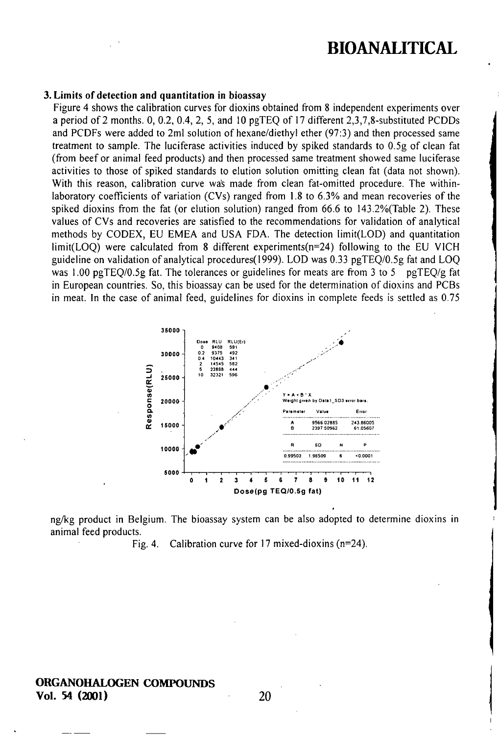### 3. Limits of detection and quantitation in bioassay

Figure 4 shows the calibration curves for dioxins obtained from 8 independent experiments over a period of 2 months. 0, 0.2, 0.4, 2, 5, and 10 pgTEQ of 17 different 2,3,7,8-substituted PCDDs and PCDFs were added to 2ml solution of hexane/diethyl ether (97:3) and then processed same treatment to sample. The luciferase activities induced by spiked standards to 0.5g of clean fat (from beef or animal feed products) and then processed same treatment showed same luciferase activities to those of spiked standards to elution solution omitting clean fat (data not shown). With this reason, calibration curve was made from clean fat-omitted procedure. The within-laboratory coefficients of variation (CVs) ranged from 1.8 to 6.3% and mean recoveries of the spiked dioxins from the fat (or elution solution) ranged from 66.6 to 143.2%(Table 2). These values of CVs and recoveries are satisfied to the recommendations for validation of analytical methods by CODEX, EU EMEA and USA FDA. The detection limit(LOD) and quantitation limit(LOQ) were calculated from 8 different experiments(n=24) following to the EU VICH guideline on validation of analytical procedures(1999). LOD was 0.33 pgTEQ/0.5g fat and LOQ was 1.00 pgTEQ/0.5g fat. The tolerances or guidelines for meats are from 3 to 5 pgTEQ/g fat in European countries. So, this bioassay can be used for the determination of dioxins and PCBs in meat. In the case of animal feed, guidelines for dioxins in complete feeds is settled as 0.75 ng/kg product in Belgium. The bioassay system can be also adopted to determine dioxins in animal feed products.

| Dose | RLU | RLU(Er) |
|---|---|---|
| 0 | 9408 | 591 |
| 0.2 | 9375 | 492 |
| 0.4 | 10443 | 341 |
| 2 | 14545 | 582 |
| 5 | 22898 | 444 |
| 10 | 32321 | 596 |

$Y = A + B * X$

Weight given by Data1_SD3 error bars.

| Parameter | Value | Error |
|---|---|---|
| A | 9566.02885 | 243.86005 |
| B | 2397.50962 | 61.05607 |

| R | SD | N | P |
|---|---|---|---|
| 0.99503 | 1.96509 | 6 | <0.0001 |

Response(RLU) vs. Dose(pg TEQ/0.5g fat)

Fig. 4. Calibration curve for 17 mixed-dioxins (n=24).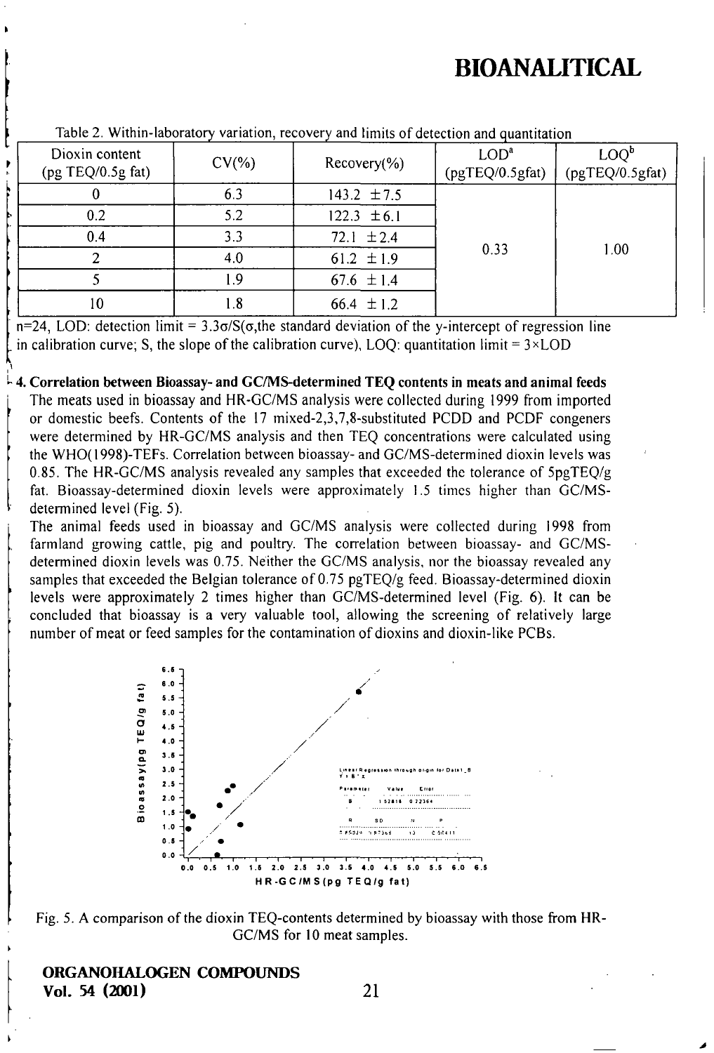Table 2. Within-laboratory variation, recovery and limits of detection and quantitation

| Dioxin content (pg TEQ/0.5g fat) | CV(%) | Recovery(%) | LOD[a] (pgTEQ/0.5gfat) | LOQ[b] (pgTEQ/0.5gfat) |
|---|---|---|---|---|
| 0 | 6.3 | 143.2 ±7.5 | 0.33 | 1.00 |
| 0.2 | 5.2 | 122.3 ±6.1 | | |
| 0.4 | 3.3 | 72.1 ±2.4 | | |
| 2 | 4.0 | 61.2 ±1.9 | | |
| 5 | 1.9 | 67.6 ±1.4 | | |
| 10 | 1.8 | 66.4 ±1.2 | | |

n=24, LOD: detection limit = $3.3\sigma/S$($\sigma$,the standard deviation of the y-intercept of regression line in calibration curve; S, the slope of the calibration curve), LOQ: quantitation limit = $3\times$LOD

**4. Correlation between Bioassay- and GC/MS-determined TEQ contents in meats and animal feeds**

The meats used in bioassay and HR-GC/MS analysis were collected during 1999 from imported or domestic beefs. Contents of the 17 mixed-2,3,7,8-substituted PCDD and PCDF congeners were determined by HR-GC/MS analysis and then TEQ concentrations were calculated using the WHO(1998)-TEFs. Correlation between bioassay- and GC/MS-determined dioxin levels was 0.85. The HR-GC/MS analysis revealed any samples that exceeded the tolerance of 5pgTEQ/g fat. Bioassay-determined dioxin levels were approximately 1.5 times higher than GC/MS-determined level (Fig. 5).

The animal feeds used in bioassay and GC/MS analysis were collected during 1998 from farmland growing cattle, pig and poultry. The correlation between bioassay- and GC/MS-determined dioxin levels was 0.75. Neither the GC/MS analysis, nor the bioassay revealed any samples that exceeded the Belgian tolerance of 0.75 pgTEQ/g feed. Bioassay-determined dioxin levels were approximately 2 times higher than GC/MS-determined level (Fig. 6). It can be concluded that bioassay is a very valuable tool, allowing the screening of relatively large number of meat or feed samples for the contamination of dioxins and dioxin-like PCBs.

Fig. 5. A comparison of the dioxin TEQ-contents determined by bioassay with those from HR-GC/MS for 10 meat samples.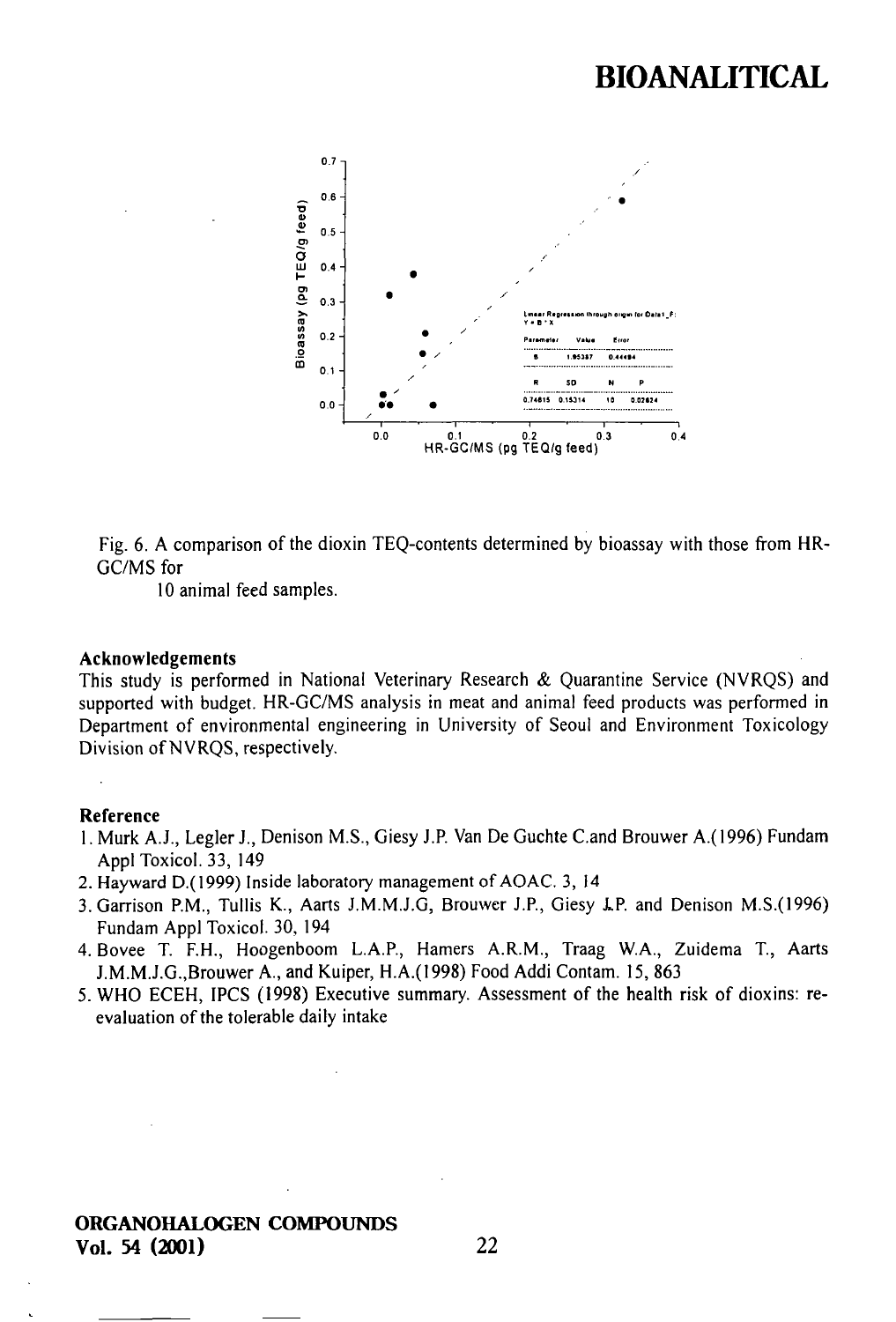0.7

0.6

0.5

0.4

0.3

0.2

0.1

0.0

Bioassay (pg TEQ/g feed)

Linear Regression through origin for Data1_F:
Y = B * X

| Parameter | Value | Error |
| --- | --- | --- |
| B | 1.95387 | 0.44484 |

| R | SD | N | P |
| --- | --- | --- | --- |
| 0.74615 | 0.15314 | 10 | 0.02824 |

0.0 0.1 0.2 0.3 0.4

HR-GC/MS (pg TEQ/g feed)

Fig. 6. A comparison of the dioxin TEQ-contents determined by bioassay with those from HR-GC/MS for 10 animal feed samples.

### Acknowledgements

This study is performed in National Veterinary Research & Quarantine Service (NVRQS) and supported with budget. HR-GC/MS analysis in meat and animal feed products was performed in Department of environmental engineering in University of Seoul and Environment Toxicology Division of NVRQS, respectively.

### Reference

1. Murk A.J., Legler J., Denison M.S., Giesy J.P. Van De Guchte C.and Brouwer A.(1996) Fundam Appl Toxicol. 33, 149
2. Hayward D.(1999) Inside laboratory management of AOAC. 3, 14
3. Garrison P.M., Tullis K., Aarts J.M.M.J.G, Brouwer J.P., Giesy J.P. and Denison M.S.(1996) Fundam Appl Toxicol. 30, 194
4. Bovee T. F.H., Hoogenboom L.A.P., Hamers A.R.M., Traag W.A., Zuidema T., Aarts J.M.M.J.G.,Brouwer A., and Kuiper, H.A.(1998) Food Addi Contam. 15, 863
5. WHO ECEH, IPCS (1998) Executive summary. Assessment of the health risk of dioxins: re-evaluation of the tolerable daily intake